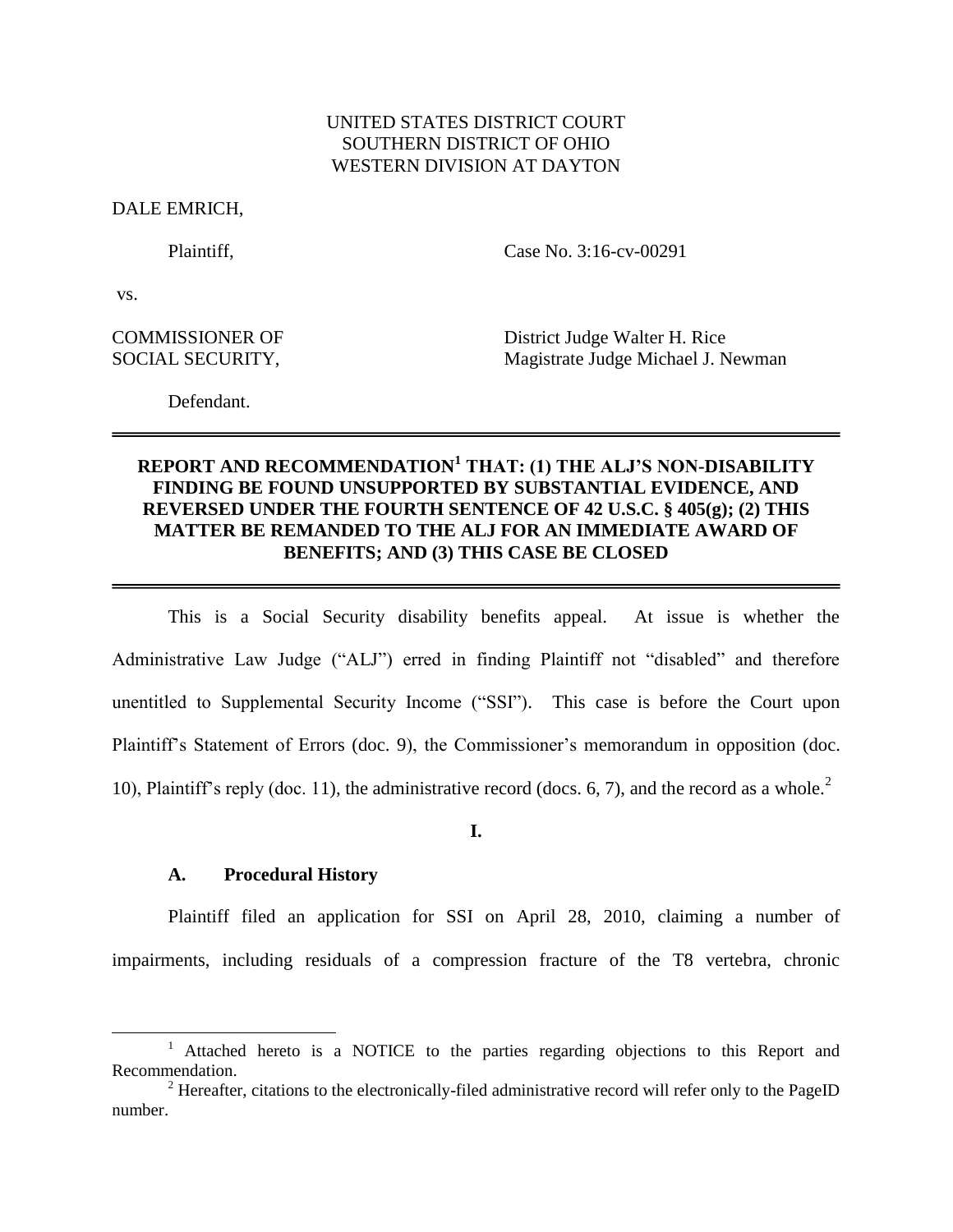UNITED STATES DISTRICT COURT
SOUTHERN DISTRICT OF OHIO
WESTERN DIVISION AT DAYTON

DALE EMRICH,

Plaintiff,

Case No. 3:16-cv-00291

vs.

COMMISSIONER OF SOCIAL SECURITY,

District Judge Walter H. Rice
Magistrate Judge Michael J. Newman

Defendant.

---

**REPORT AND RECOMMENDATION[1] THAT: (1) THE ALJ'S NON-DISABILITY FINDING BE FOUND UNSUPPORTED BY SUBSTANTIAL EVIDENCE, AND REVERSED UNDER THE FOURTH SENTENCE OF 42 U.S.C. § 405(g); (2) THIS MATTER BE REMANDED TO THE ALJ FOR AN IMMEDIATE AWARD OF BENEFITS; AND (3) THIS CASE BE CLOSED**

---

This is a Social Security disability benefits appeal. At issue is whether the Administrative Law Judge ("ALJ") erred in finding Plaintiff not "disabled" and therefore unentitled to Supplemental Security Income ("SSI"). This case is before the Court upon Plaintiff's Statement of Errors (doc. 9), the Commissioner's memorandum in opposition (doc. 10), Plaintiff's reply (doc. 11), the administrative record (docs. 6, 7), and the record as a whole.[2]

**I.**

**A. Procedural History**

Plaintiff filed an application for SSI on April 28, 2010, claiming a number of impairments, including residuals of a compression fracture of the T8 vertebra, chronic

---

[1] Attached hereto is a NOTICE to the parties regarding objections to this Report and Recommendation.

[2] Hereafter, citations to the electronically-filed administrative record will refer only to the PageID number.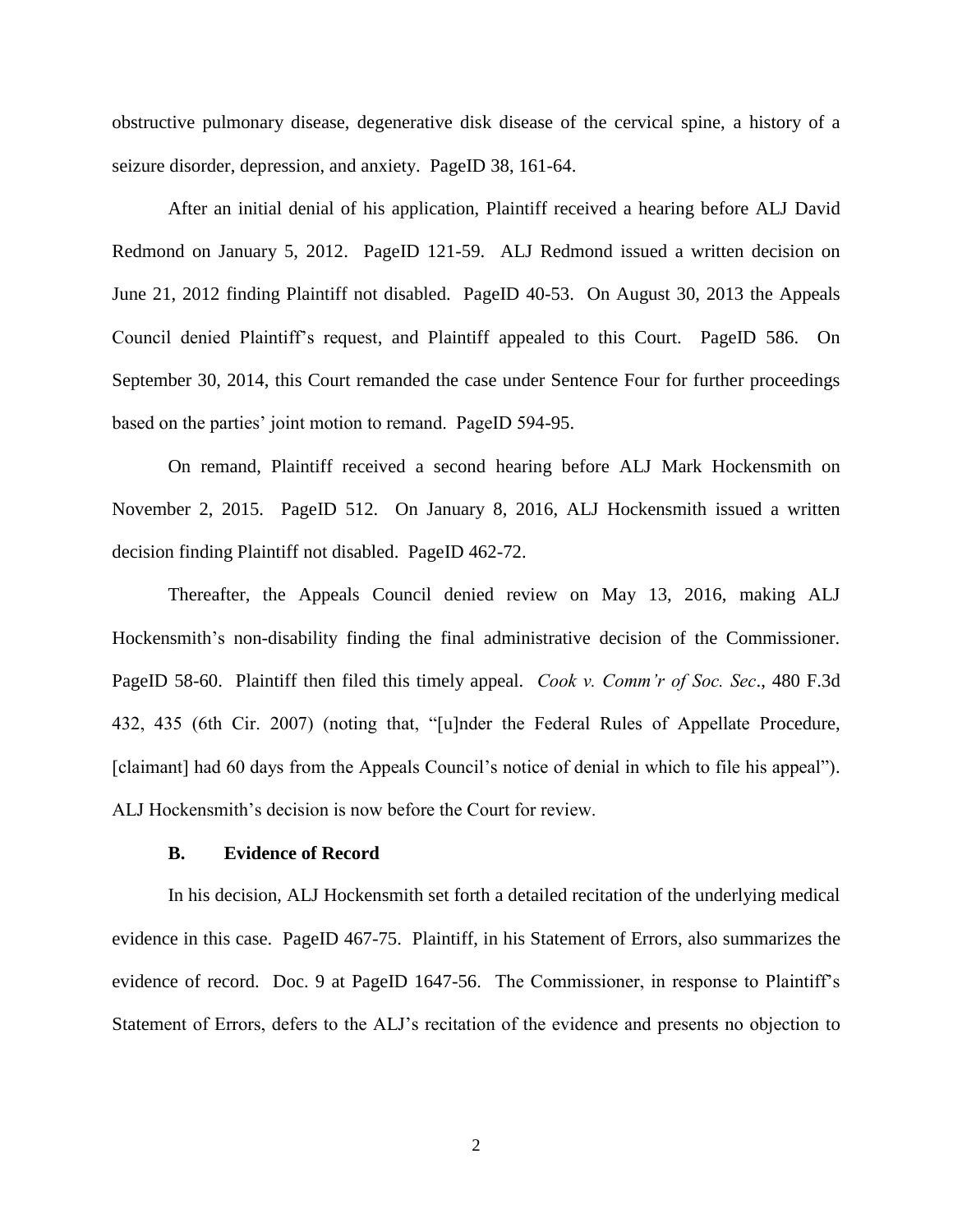obstructive pulmonary disease, degenerative disk disease of the cervical spine, a history of a seizure disorder, depression, and anxiety. PageID 38, 161-64.

After an initial denial of his application, Plaintiff received a hearing before ALJ David Redmond on January 5, 2012. PageID 121-59. ALJ Redmond issued a written decision on June 21, 2012 finding Plaintiff not disabled. PageID 40-53. On August 30, 2013 the Appeals Council denied Plaintiff's request, and Plaintiff appealed to this Court. PageID 586. On September 30, 2014, this Court remanded the case under Sentence Four for further proceedings based on the parties' joint motion to remand. PageID 594-95.

On remand, Plaintiff received a second hearing before ALJ Mark Hockensmith on November 2, 2015. PageID 512. On January 8, 2016, ALJ Hockensmith issued a written decision finding Plaintiff not disabled. PageID 462-72.

Thereafter, the Appeals Council denied review on May 13, 2016, making ALJ Hockensmith's non-disability finding the final administrative decision of the Commissioner. PageID 58-60. Plaintiff then filed this timely appeal. *Cook v. Comm'r of Soc. Sec*., 480 F.3d 432, 435 (6th Cir. 2007) (noting that, "[u]nder the Federal Rules of Appellate Procedure, [claimant] had 60 days from the Appeals Council's notice of denial in which to file his appeal"). ALJ Hockensmith's decision is now before the Court for review.

### B. Evidence of Record

In his decision, ALJ Hockensmith set forth a detailed recitation of the underlying medical evidence in this case. PageID 467-75. Plaintiff, in his Statement of Errors, also summarizes the evidence of record. Doc. 9 at PageID 1647-56. The Commissioner, in response to Plaintiff's Statement of Errors, defers to the ALJ's recitation of the evidence and presents no objection to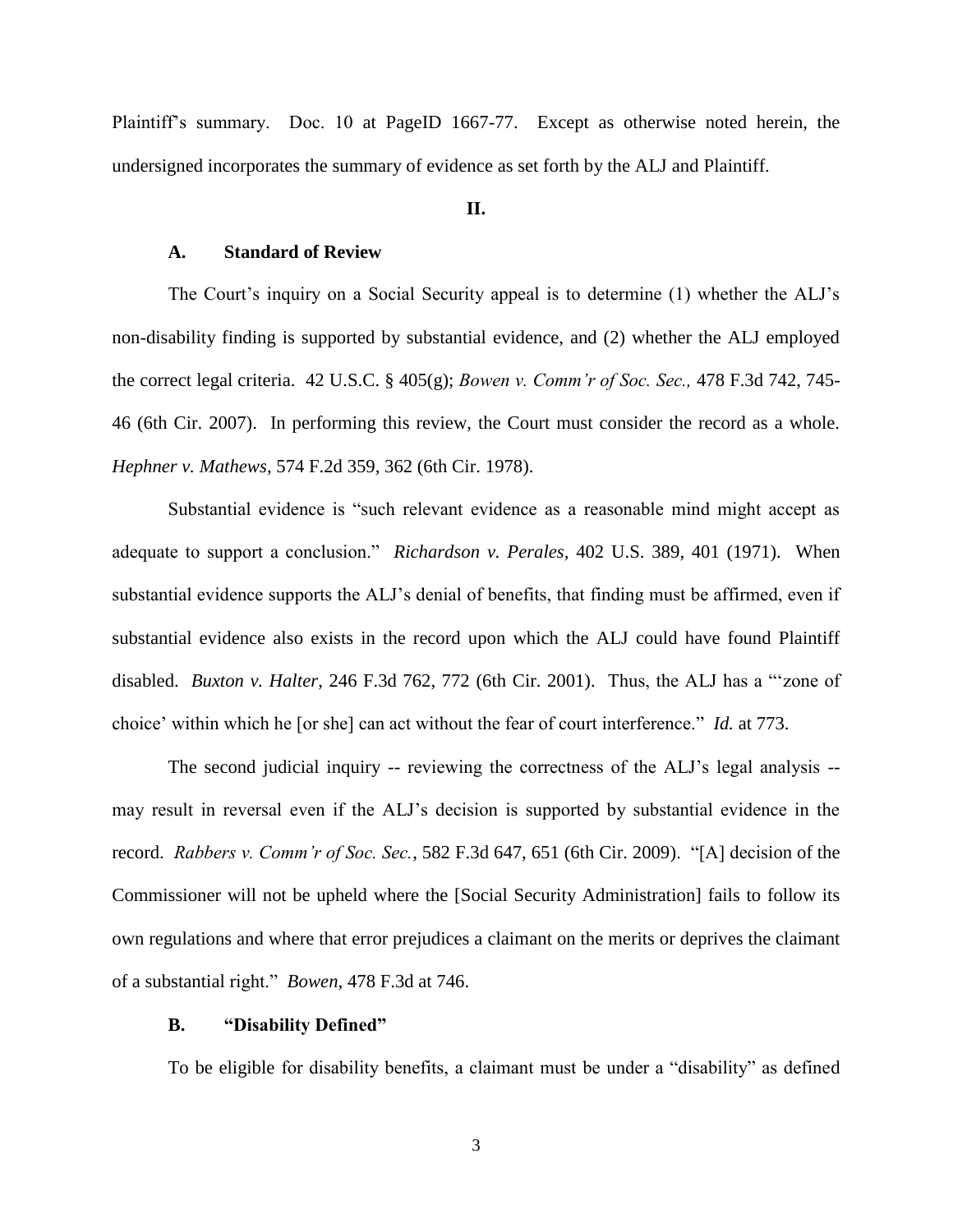Plaintiff's summary. Doc. 10 at PageID 1667-77. Except as otherwise noted herein, the undersigned incorporates the summary of evidence as set forth by the ALJ and Plaintiff.

## II.

### A. Standard of Review

The Court's inquiry on a Social Security appeal is to determine (1) whether the ALJ's non-disability finding is supported by substantial evidence, and (2) whether the ALJ employed the correct legal criteria. 42 U.S.C. § 405(g); *Bowen v. Comm'r of Soc. Sec.,* 478 F.3d 742, 745-46 (6th Cir. 2007). In performing this review, the Court must consider the record as a whole. *Hephner v. Mathews*, 574 F.2d 359, 362 (6th Cir. 1978).

Substantial evidence is "such relevant evidence as a reasonable mind might accept as adequate to support a conclusion." *Richardson v. Perales,* 402 U.S. 389, 401 (1971). When substantial evidence supports the ALJ's denial of benefits, that finding must be affirmed, even if substantial evidence also exists in the record upon which the ALJ could have found Plaintiff disabled. *Buxton v. Halter*, 246 F.3d 762, 772 (6th Cir. 2001). Thus, the ALJ has a "'zone of choice' within which he [or she] can act without the fear of court interference." *Id.* at 773.

The second judicial inquiry -- reviewing the correctness of the ALJ's legal analysis -- may result in reversal even if the ALJ's decision is supported by substantial evidence in the record. *Rabbers v. Comm'r of Soc. Sec.*, 582 F.3d 647, 651 (6th Cir. 2009). "[A] decision of the Commissioner will not be upheld where the [Social Security Administration] fails to follow its own regulations and where that error prejudices a claimant on the merits or deprives the claimant of a substantial right." *Bowen*, 478 F.3d at 746.

### B. "Disability Defined"

To be eligible for disability benefits, a claimant must be under a "disability" as defined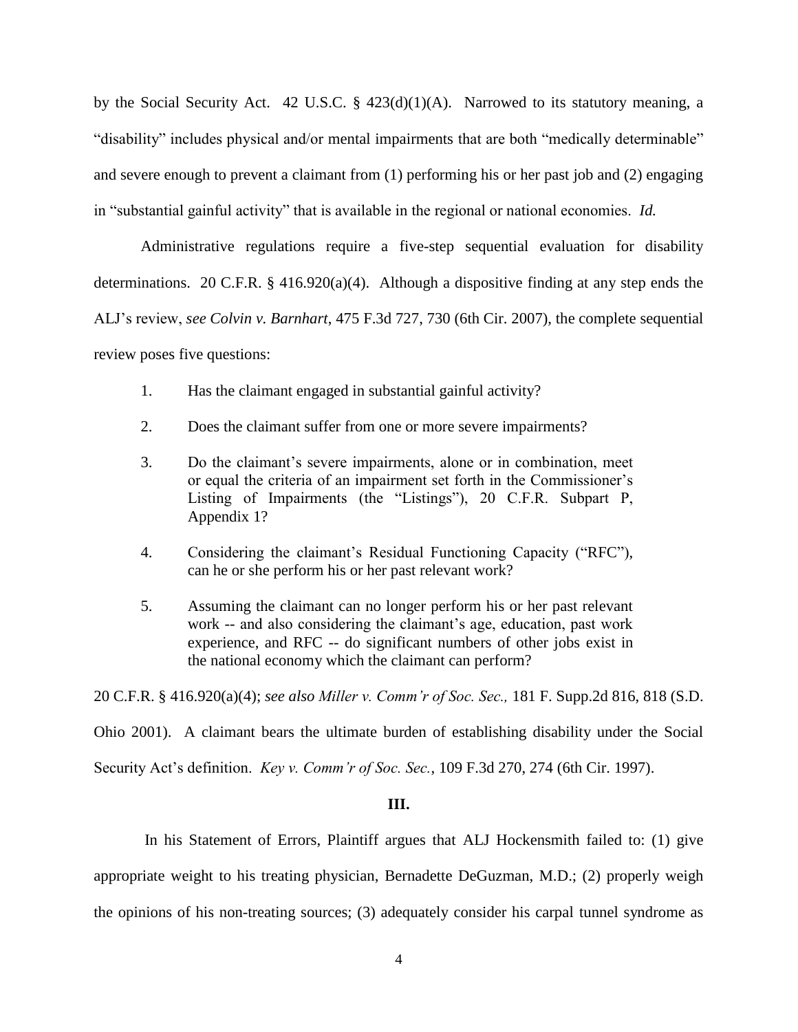by the Social Security Act. 42 U.S.C. § 423(d)(1)(A). Narrowed to its statutory meaning, a "disability" includes physical and/or mental impairments that are both "medically determinable" and severe enough to prevent a claimant from (1) performing his or her past job and (2) engaging in "substantial gainful activity" that is available in the regional or national economies. *Id.*

Administrative regulations require a five-step sequential evaluation for disability determinations. 20 C.F.R. § 416.920(a)(4). Although a dispositive finding at any step ends the ALJ's review, *see Colvin v. Barnhart*, 475 F.3d 727, 730 (6th Cir. 2007), the complete sequential review poses five questions:

1. Has the claimant engaged in substantial gainful activity?

2. Does the claimant suffer from one or more severe impairments?

3. Do the claimant's severe impairments, alone or in combination, meet or equal the criteria of an impairment set forth in the Commissioner's Listing of Impairments (the "Listings"), 20 C.F.R. Subpart P, Appendix 1?

4. Considering the claimant's Residual Functioning Capacity ("RFC"), can he or she perform his or her past relevant work?

5. Assuming the claimant can no longer perform his or her past relevant work -- and also considering the claimant's age, education, past work experience, and RFC -- do significant numbers of other jobs exist in the national economy which the claimant can perform?

20 C.F.R. § 416.920(a)(4); *see also Miller v. Comm'r of Soc. Sec.,* 181 F. Supp.2d 816, 818 (S.D. Ohio 2001). A claimant bears the ultimate burden of establishing disability under the Social Security Act's definition. *Key v. Comm'r of Soc. Sec.*, 109 F.3d 270, 274 (6th Cir. 1997).

**III.**

In his Statement of Errors, Plaintiff argues that ALJ Hockensmith failed to: (1) give appropriate weight to his treating physician, Bernadette DeGuzman, M.D.; (2) properly weigh the opinions of his non-treating sources; (3) adequately consider his carpal tunnel syndrome as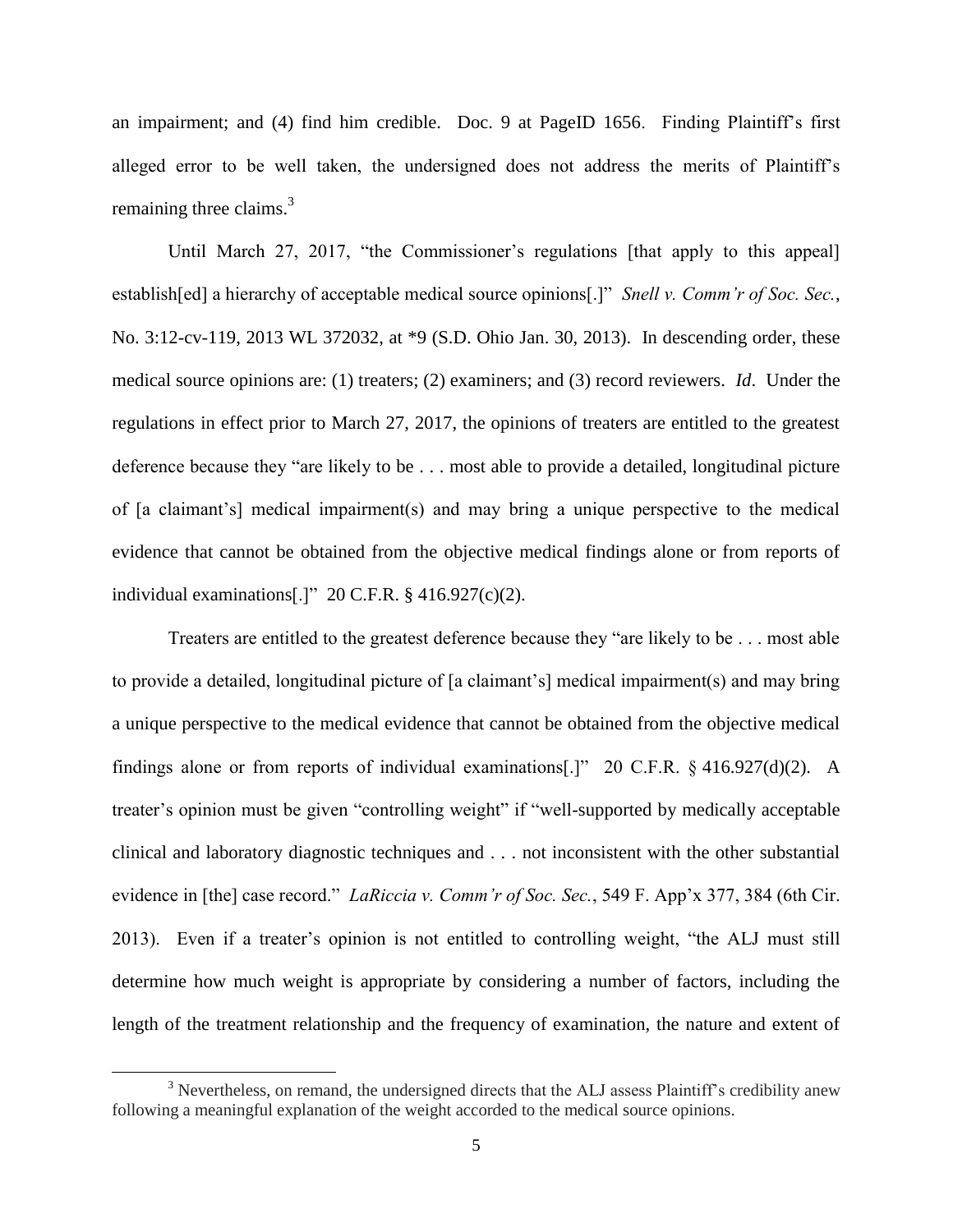an impairment; and (4) find him credible. Doc. 9 at PageID 1656. Finding Plaintiff's first alleged error to be well taken, the undersigned does not address the merits of Plaintiff's remaining three claims.[3]

Until March 27, 2017, "the Commissioner's regulations [that apply to this appeal] establish[ed] a hierarchy of acceptable medical source opinions[.]" *Snell v. Comm'r of Soc. Sec.*, No. 3:12-cv-119, 2013 WL 372032, at *9 (S.D. Ohio Jan. 30, 2013). In descending order, these medical source opinions are: (1) treaters; (2) examiners; and (3) record reviewers. *Id*. Under the regulations in effect prior to March 27, 2017, the opinions of treaters are entitled to the greatest deference because they "are likely to be . . . most able to provide a detailed, longitudinal picture of [a claimant's] medical impairment(s) and may bring a unique perspective to the medical evidence that cannot be obtained from the objective medical findings alone or from reports of individual examinations[.]" 20 C.F.R. § 416.927(c)(2).

Treaters are entitled to the greatest deference because they "are likely to be . . . most able to provide a detailed, longitudinal picture of [a claimant's] medical impairment(s) and may bring a unique perspective to the medical evidence that cannot be obtained from the objective medical findings alone or from reports of individual examinations[.]" 20 C.F.R. § 416.927(d)(2). A treater's opinion must be given "controlling weight" if "well-supported by medically acceptable clinical and laboratory diagnostic techniques and . . . not inconsistent with the other substantial evidence in [the] case record." *LaRiccia v. Comm'r of Soc. Sec.*, 549 F. App'x 377, 384 (6th Cir. 2013). Even if a treater's opinion is not entitled to controlling weight, "the ALJ must still determine how much weight is appropriate by considering a number of factors, including the length of the treatment relationship and the frequency of examination, the nature and extent of

[3] Nevertheless, on remand, the undersigned directs that the ALJ assess Plaintiff's credibility anew following a meaningful explanation of the weight accorded to the medical source opinions.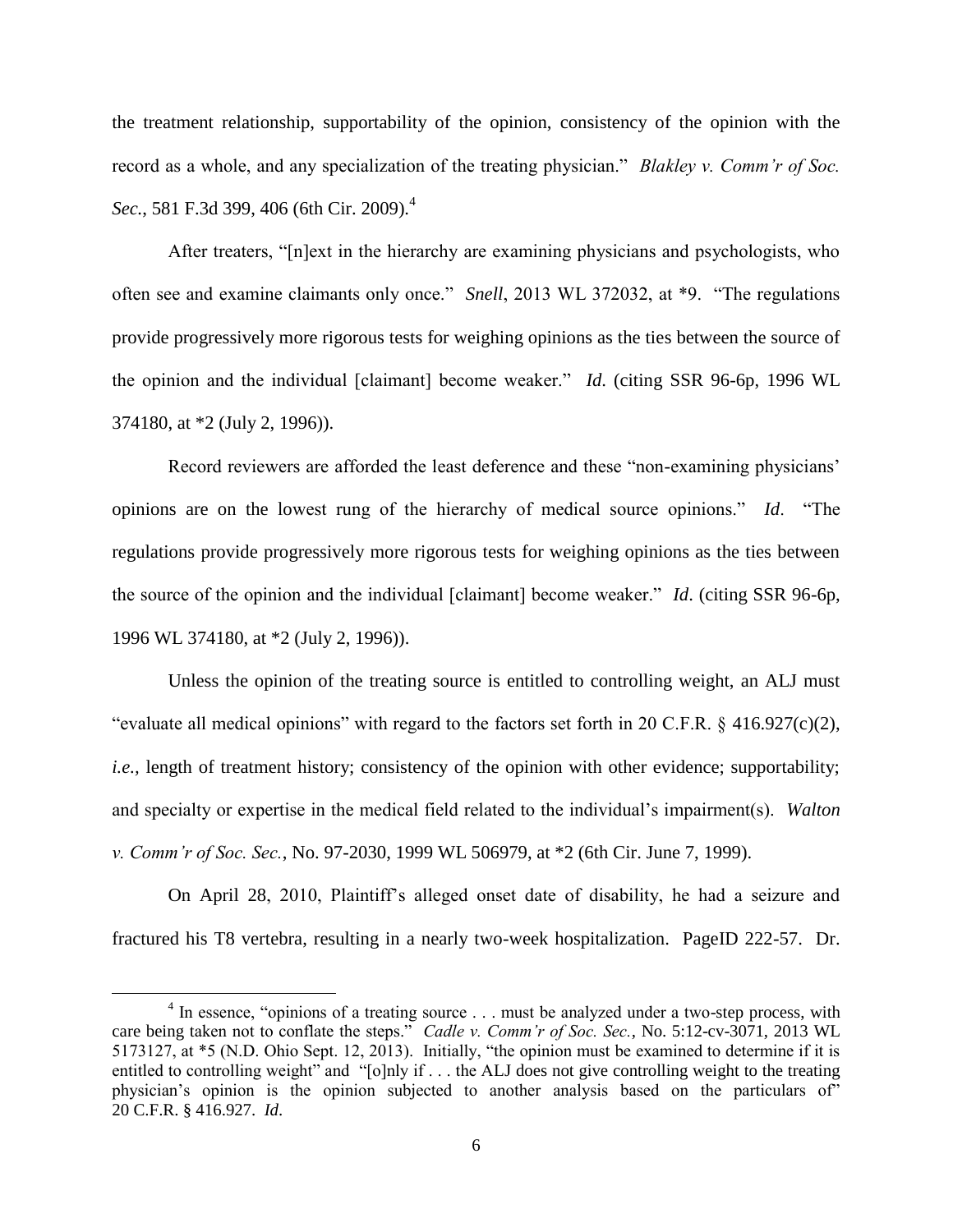the treatment relationship, supportability of the opinion, consistency of the opinion with the record as a whole, and any specialization of the treating physician." *Blakley v. Comm'r of Soc. Sec.*, 581 F.3d 399, 406 (6th Cir. 2009).[4]

After treaters, "[n]ext in the hierarchy are examining physicians and psychologists, who often see and examine claimants only once." *Snell*, 2013 WL 372032, at *9. "The regulations provide progressively more rigorous tests for weighing opinions as the ties between the source of the opinion and the individual [claimant] become weaker." *Id*. (citing SSR 96-6p, 1996 WL 374180, at *2 (July 2, 1996)).

Record reviewers are afforded the least deference and these "non-examining physicians' opinions are on the lowest rung of the hierarchy of medical source opinions." *Id*. "The regulations provide progressively more rigorous tests for weighing opinions as the ties between the source of the opinion and the individual [claimant] become weaker." *Id*. (citing SSR 96-6p, 1996 WL 374180, at *2 (July 2, 1996)).

Unless the opinion of the treating source is entitled to controlling weight, an ALJ must "evaluate all medical opinions" with regard to the factors set forth in 20 C.F.R. § 416.927(c)(2), *i.e.*, length of treatment history; consistency of the opinion with other evidence; supportability; and specialty or expertise in the medical field related to the individual's impairment(s). *Walton v. Comm'r of Soc. Sec.*, No. 97-2030, 1999 WL 506979, at *2 (6th Cir. June 7, 1999).

On April 28, 2010, Plaintiff's alleged onset date of disability, he had a seizure and fractured his T8 vertebra, resulting in a nearly two-week hospitalization. PageID 222-57. Dr.

[4] In essence, "opinions of a treating source . . . must be analyzed under a two-step process, with care being taken not to conflate the steps." *Cadle v. Comm'r of Soc. Sec.*, No. 5:12-cv-3071, 2013 WL 5173127, at *5 (N.D. Ohio Sept. 12, 2013). Initially, "the opinion must be examined to determine if it is entitled to controlling weight" and "[o]nly if . . . the ALJ does not give controlling weight to the treating physician's opinion is the opinion subjected to another analysis based on the particulars of" 20 C.F.R. § 416.927. *Id*.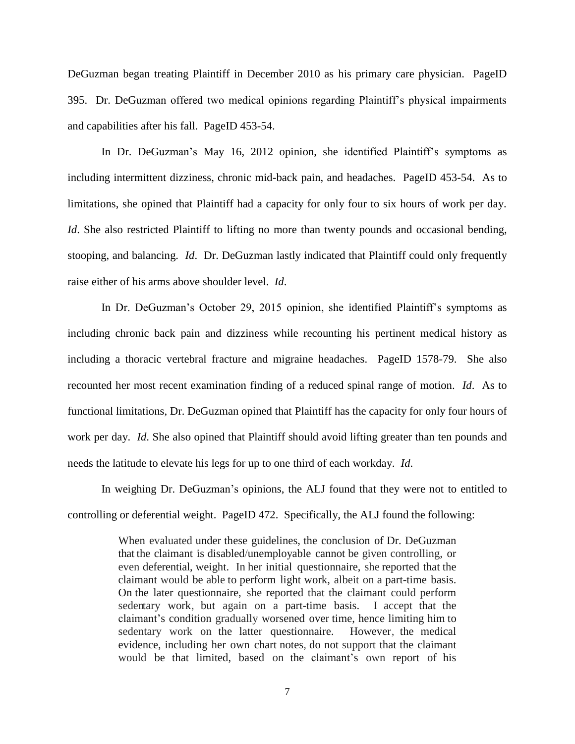DeGuzman began treating Plaintiff in December 2010 as his primary care physician. PageID 395. Dr. DeGuzman offered two medical opinions regarding Plaintiff's physical impairments and capabilities after his fall. PageID 453-54.

In Dr. DeGuzman's May 16, 2012 opinion, she identified Plaintiff's symptoms as including intermittent dizziness, chronic mid-back pain, and headaches. PageID 453-54. As to limitations, she opined that Plaintiff had a capacity for only four to six hours of work per day. *Id*. She also restricted Plaintiff to lifting no more than twenty pounds and occasional bending, stooping, and balancing. *Id*. Dr. DeGuzman lastly indicated that Plaintiff could only frequently raise either of his arms above shoulder level. *Id*.

In Dr. DeGuzman's October 29, 2015 opinion, she identified Plaintiff's symptoms as including chronic back pain and dizziness while recounting his pertinent medical history as including a thoracic vertebral fracture and migraine headaches. PageID 1578-79. She also recounted her most recent examination finding of a reduced spinal range of motion. *Id*. As to functional limitations, Dr. DeGuzman opined that Plaintiff has the capacity for only four hours of work per day. *Id*. She also opined that Plaintiff should avoid lifting greater than ten pounds and needs the latitude to elevate his legs for up to one third of each workday. *Id*.

In weighing Dr. DeGuzman's opinions, the ALJ found that they were not to entitled to controlling or deferential weight. PageID 472. Specifically, the ALJ found the following:

> When evaluated under these guidelines, the conclusion of Dr. DeGuzman that the claimant is disabled/unemployable cannot be given controlling, or even deferential, weight. In her initial questionnaire, she reported that the claimant would be able to perform light work, albeit on a part-time basis. On the later questionnaire, she reported that the claimant could perform sedentary work, but again on a part-time basis. I accept that the claimant's condition gradually worsened over time, hence limiting him to sedentary work on the latter questionnaire. However, the medical evidence, including her own chart notes, do not support that the claimant would be that limited, based on the claimant's own report of his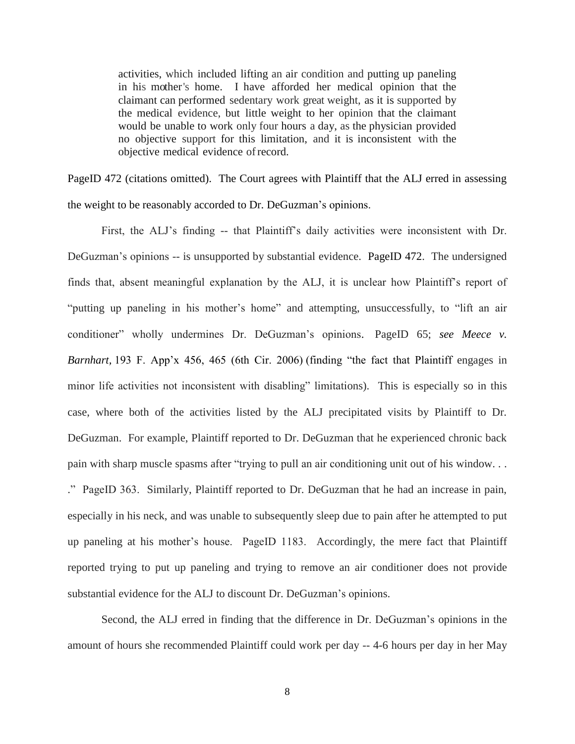> activities, which included lifting an air condition and putting up paneling in his mother's home. I have afforded her medical opinion that the claimant can performed sedentary work great weight, as it is supported by the medical evidence, but little weight to her opinion that the claimant would be unable to work only four hours a day, as the physician provided no objective support for this limitation, and it is inconsistent with the objective medical evidence of record.

PageID 472 (citations omitted). The Court agrees with Plaintiff that the ALJ erred in assessing the weight to be reasonably accorded to Dr. DeGuzman's opinions.

First, the ALJ's finding -- that Plaintiff's daily activities were inconsistent with Dr. DeGuzman's opinions -- is unsupported by substantial evidence. PageID 472. The undersigned finds that, absent meaningful explanation by the ALJ, it is unclear how Plaintiff's report of "putting up paneling in his mother's home" and attempting, unsuccessfully, to "lift an air conditioner" wholly undermines Dr. DeGuzman's opinions. PageID 65; *see Meece v. Barnhart*, 193 F. App'x 456, 465 (6th Cir. 2006) (finding "the fact that Plaintiff engages in minor life activities not inconsistent with disabling" limitations). This is especially so in this case, where both of the activities listed by the ALJ precipitated visits by Plaintiff to Dr. DeGuzman. For example, Plaintiff reported to Dr. DeGuzman that he experienced chronic back pain with sharp muscle spasms after "trying to pull an air conditioning unit out of his window. . . ." PageID 363. Similarly, Plaintiff reported to Dr. DeGuzman that he had an increase in pain, especially in his neck, and was unable to subsequently sleep due to pain after he attempted to put up paneling at his mother's house. PageID 1183. Accordingly, the mere fact that Plaintiff reported trying to put up paneling and trying to remove an air conditioner does not provide substantial evidence for the ALJ to discount Dr. DeGuzman's opinions.

Second, the ALJ erred in finding that the difference in Dr. DeGuzman's opinions in the amount of hours she recommended Plaintiff could work per day -- 4-6 hours per day in her May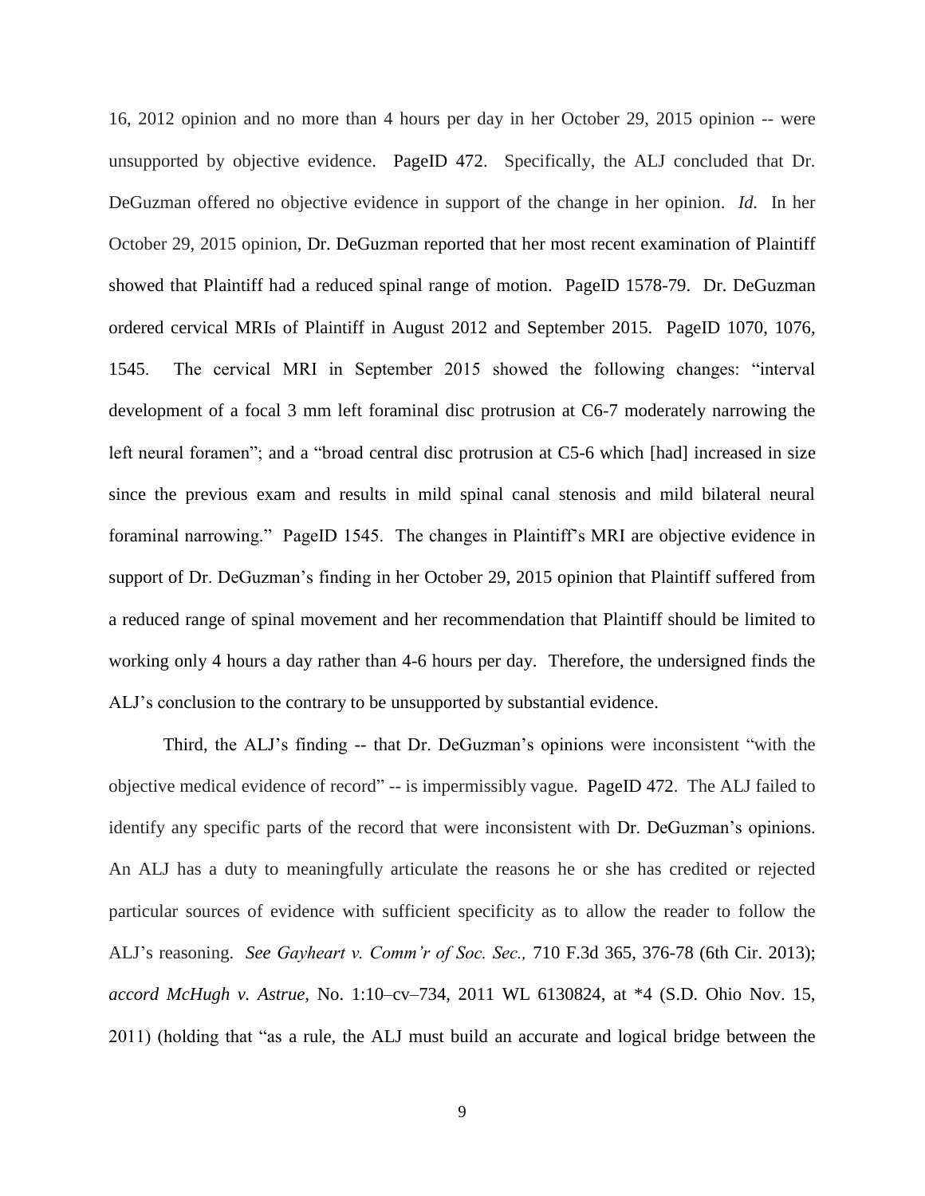16, 2012 opinion and no more than 4 hours per day in her October 29, 2015 opinion -- were unsupported by objective evidence. PageID 472. Specifically, the ALJ concluded that Dr. DeGuzman offered no objective evidence in support of the change in her opinion. *Id.* In her October 29, 2015 opinion, Dr. DeGuzman reported that her most recent examination of Plaintiff showed that Plaintiff had a reduced spinal range of motion. PageID 1578-79. Dr. DeGuzman ordered cervical MRIs of Plaintiff in August 2012 and September 2015. PageID 1070, 1076, 1545. The cervical MRI in September 2015 showed the following changes: "interval development of a focal 3 mm left foraminal disc protrusion at C6-7 moderately narrowing the left neural foramen"; and a "broad central disc protrusion at C5-6 which [had] increased in size since the previous exam and results in mild spinal canal stenosis and mild bilateral neural foraminal narrowing." PageID 1545. The changes in Plaintiff's MRI are objective evidence in support of Dr. DeGuzman's finding in her October 29, 2015 opinion that Plaintiff suffered from a reduced range of spinal movement and her recommendation that Plaintiff should be limited to working only 4 hours a day rather than 4-6 hours per day. Therefore, the undersigned finds the ALJ's conclusion to the contrary to be unsupported by substantial evidence.

Third, the ALJ's finding -- that Dr. DeGuzman's opinions were inconsistent "with the objective medical evidence of record" -- is impermissibly vague. PageID 472. The ALJ failed to identify any specific parts of the record that were inconsistent with Dr. DeGuzman's opinions. An ALJ has a duty to meaningfully articulate the reasons he or she has credited or rejected particular sources of evidence with sufficient specificity as to allow the reader to follow the ALJ's reasoning. *See Gayheart v. Comm'r of Soc. Sec.,* 710 F.3d 365, 376-78 (6th Cir. 2013); *accord McHugh v. Astrue,* No. 1:10–cv–734, 2011 WL 6130824, at *4 (S.D. Ohio Nov. 15, 2011) (holding that "as a rule, the ALJ must build an accurate and logical bridge between the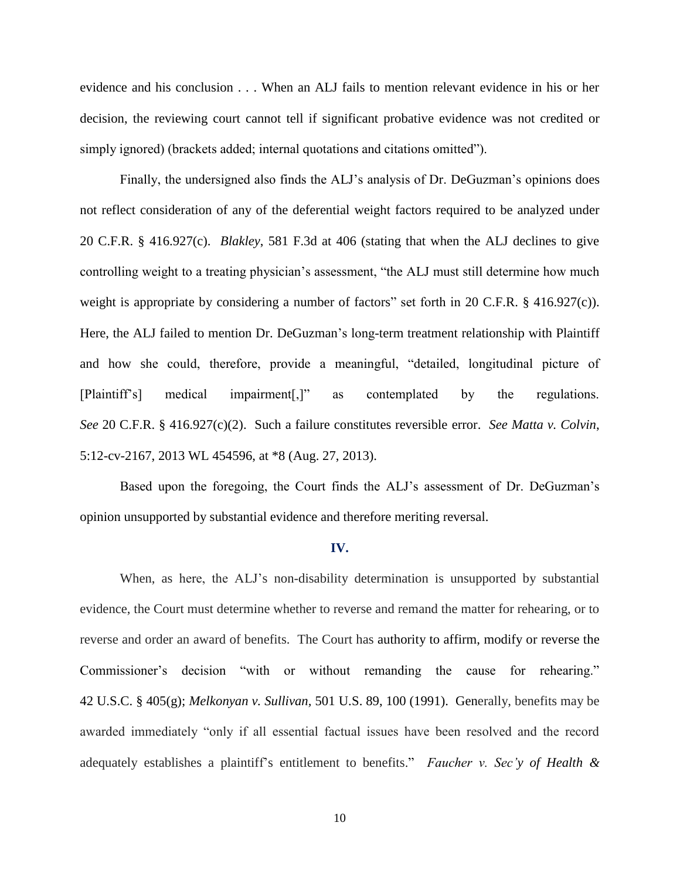evidence and his conclusion . . . When an ALJ fails to mention relevant evidence in his or her decision, the reviewing court cannot tell if significant probative evidence was not credited or simply ignored) (brackets added; internal quotations and citations omitted").

Finally, the undersigned also finds the ALJ's analysis of Dr. DeGuzman's opinions does not reflect consideration of any of the deferential weight factors required to be analyzed under 20 C.F.R. § 416.927(c). *Blakley*, 581 F.3d at 406 (stating that when the ALJ declines to give controlling weight to a treating physician's assessment, "the ALJ must still determine how much weight is appropriate by considering a number of factors" set forth in 20 C.F.R. § 416.927(c)). Here, the ALJ failed to mention Dr. DeGuzman's long-term treatment relationship with Plaintiff and how she could, therefore, provide a meaningful, "detailed, longitudinal picture of [Plaintiff's] medical impairment[,]" as contemplated by the regulations. *See* 20 C.F.R. § 416.927(c)(2). Such a failure constitutes reversible error. *See Matta v. Colvin*, 5:12-cv-2167, 2013 WL 454596, at *8 (Aug. 27, 2013).

Based upon the foregoing, the Court finds the ALJ's assessment of Dr. DeGuzman's opinion unsupported by substantial evidence and therefore meriting reversal.

## IV.

When, as here, the ALJ's non-disability determination is unsupported by substantial evidence, the Court must determine whether to reverse and remand the matter for rehearing, or to reverse and order an award of benefits. The Court has authority to affirm, modify or reverse the Commissioner's decision "with or without remanding the cause for rehearing." 42 U.S.C. § 405(g); *Melkonyan v. Sullivan*, 501 U.S. 89, 100 (1991). Generally, benefits may be awarded immediately "only if all essential factual issues have been resolved and the record adequately establishes a plaintiff's entitlement to benefits." *Faucher v. Sec'y of Health &*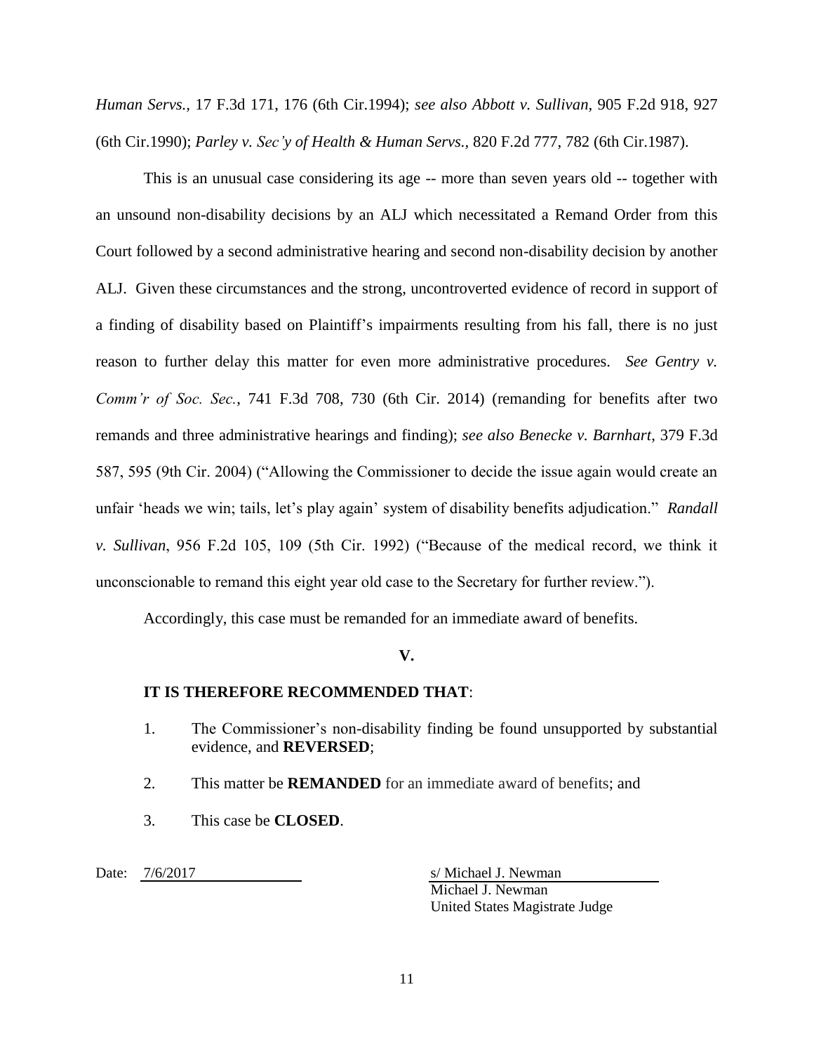*Human Servs.*, 17 F.3d 171, 176 (6th Cir.1994); *see also Abbott v. Sullivan*, 905 F.2d 918, 927 (6th Cir.1990); *Parley v. Sec'y of Health & Human Servs.*, 820 F.2d 777, 782 (6th Cir.1987).

This is an unusual case considering its age -- more than seven years old -- together with an unsound non-disability decisions by an ALJ which necessitated a Remand Order from this Court followed by a second administrative hearing and second non-disability decision by another ALJ. Given these circumstances and the strong, uncontroverted evidence of record in support of a finding of disability based on Plaintiff's impairments resulting from his fall, there is no just reason to further delay this matter for even more administrative procedures. *See Gentry v. Comm'r of Soc. Sec.*, 741 F.3d 708, 730 (6th Cir. 2014) (remanding for benefits after two remands and three administrative hearings and finding); *see also Benecke v. Barnhart*, 379 F.3d 587, 595 (9th Cir. 2004) ("Allowing the Commissioner to decide the issue again would create an unfair 'heads we win; tails, let's play again' system of disability benefits adjudication." *Randall v. Sullivan*, 956 F.2d 105, 109 (5th Cir. 1992) ("Because of the medical record, we think it unconscionable to remand this eight year old case to the Secretary for further review.").

Accordingly, this case must be remanded for an immediate award of benefits.

**V.**

**IT IS THEREFORE RECOMMENDED THAT**:

1. The Commissioner's non-disability finding be found unsupported by substantial evidence, and **REVERSED**;
2. This matter be **REMANDED** for an immediate award of benefits; and
3. This case be **CLOSED**.

Date: 7/6/2017

s/ Michael J. Newman
Michael J. Newman
United States Magistrate Judge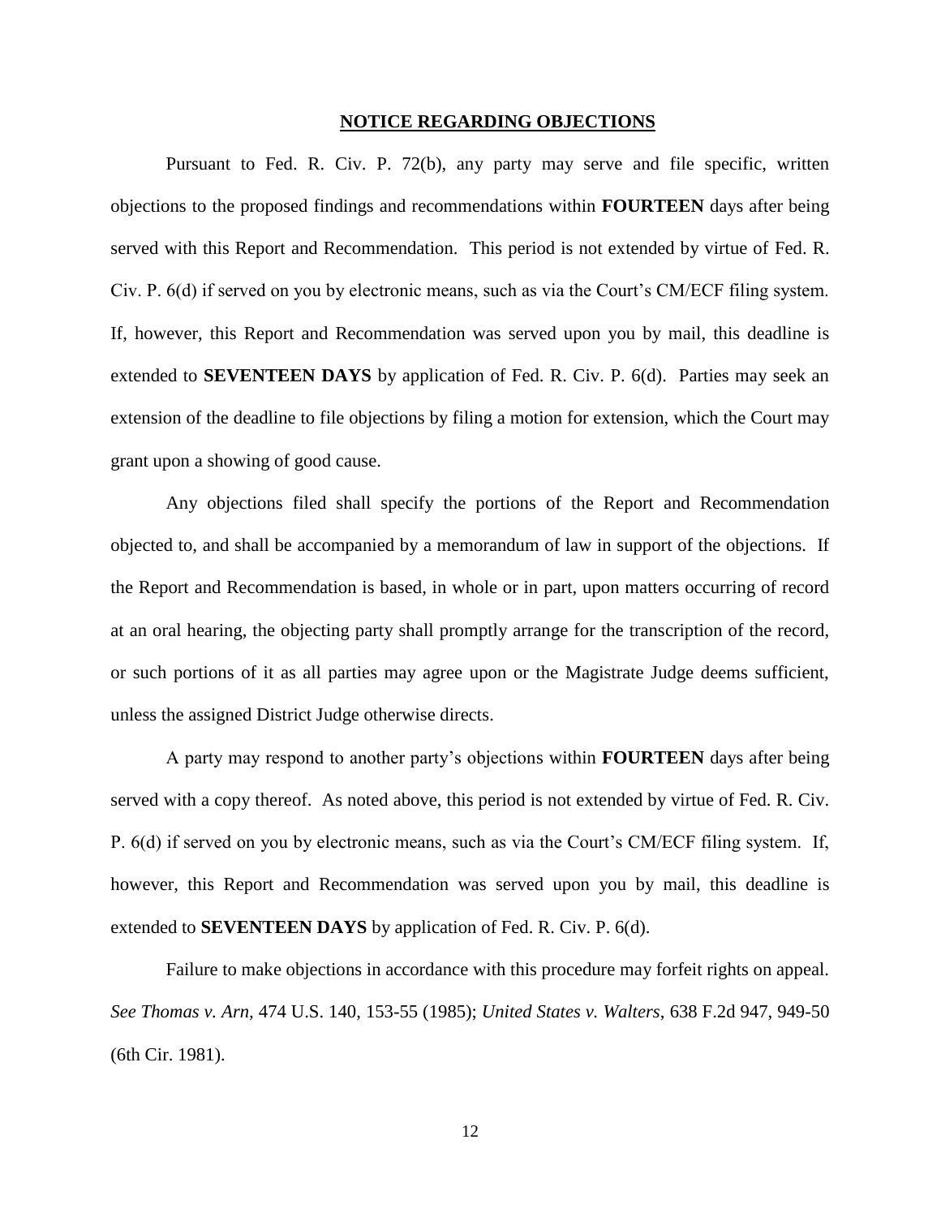## NOTICE REGARDING OBJECTIONS

Pursuant to Fed. R. Civ. P. 72(b), any party may serve and file specific, written objections to the proposed findings and recommendations within **FOURTEEN** days after being served with this Report and Recommendation. This period is not extended by virtue of Fed. R. Civ. P. 6(d) if served on you by electronic means, such as via the Court's CM/ECF filing system. If, however, this Report and Recommendation was served upon you by mail, this deadline is extended to **SEVENTEEN DAYS** by application of Fed. R. Civ. P. 6(d). Parties may seek an extension of the deadline to file objections by filing a motion for extension, which the Court may grant upon a showing of good cause.

Any objections filed shall specify the portions of the Report and Recommendation objected to, and shall be accompanied by a memorandum of law in support of the objections. If the Report and Recommendation is based, in whole or in part, upon matters occurring of record at an oral hearing, the objecting party shall promptly arrange for the transcription of the record, or such portions of it as all parties may agree upon or the Magistrate Judge deems sufficient, unless the assigned District Judge otherwise directs.

A party may respond to another party's objections within **FOURTEEN** days after being served with a copy thereof. As noted above, this period is not extended by virtue of Fed. R. Civ. P. 6(d) if served on you by electronic means, such as via the Court's CM/ECF filing system. If, however, this Report and Recommendation was served upon you by mail, this deadline is extended to **SEVENTEEN DAYS** by application of Fed. R. Civ. P. 6(d).

Failure to make objections in accordance with this procedure may forfeit rights on appeal. *See Thomas v. Arn*, 474 U.S. 140, 153-55 (1985); *United States v. Walters*, 638 F.2d 947, 949-50 (6th Cir. 1981).